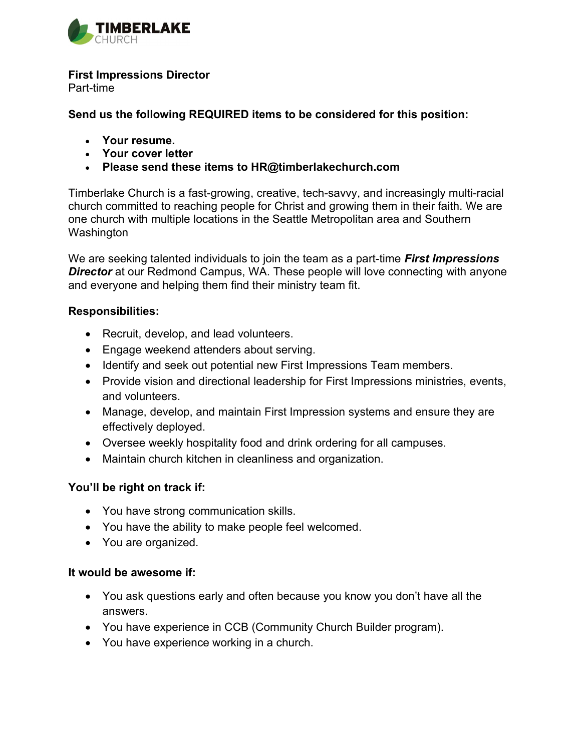TIMBERLAKE CHURCH

**First Impressions Director**
Part-time

**Send us the following REQUIRED items to be considered for this position:**

- **Your resume.**
- **Your cover letter**
- **Please send these items to HR@timberlakechurch.com**

Timberlake Church is a fast-growing, creative, tech-savvy, and increasingly multi-racial church committed to reaching people for Christ and growing them in their faith. We are one church with multiple locations in the Seattle Metropolitan area and Southern Washington

We are seeking talented individuals to join the team as a part-time ***First Impressions Director*** at our Redmond Campus, WA. These people will love connecting with anyone and everyone and helping them find their ministry team fit.

**Responsibilities:**

- Recruit, develop, and lead volunteers.
- Engage weekend attenders about serving.
- Identify and seek out potential new First Impressions Team members.
- Provide vision and directional leadership for First Impressions ministries, events, and volunteers.
- Manage, develop, and maintain First Impression systems and ensure they are effectively deployed.
- Oversee weekly hospitality food and drink ordering for all campuses.
- Maintain church kitchen in cleanliness and organization.

**You'll be right on track if:**

- You have strong communication skills.
- You have the ability to make people feel welcomed.
- You are organized.

**It would be awesome if:**

- You ask questions early and often because you know you don't have all the answers.
- You have experience in CCB (Community Church Builder program).
- You have experience working in a church.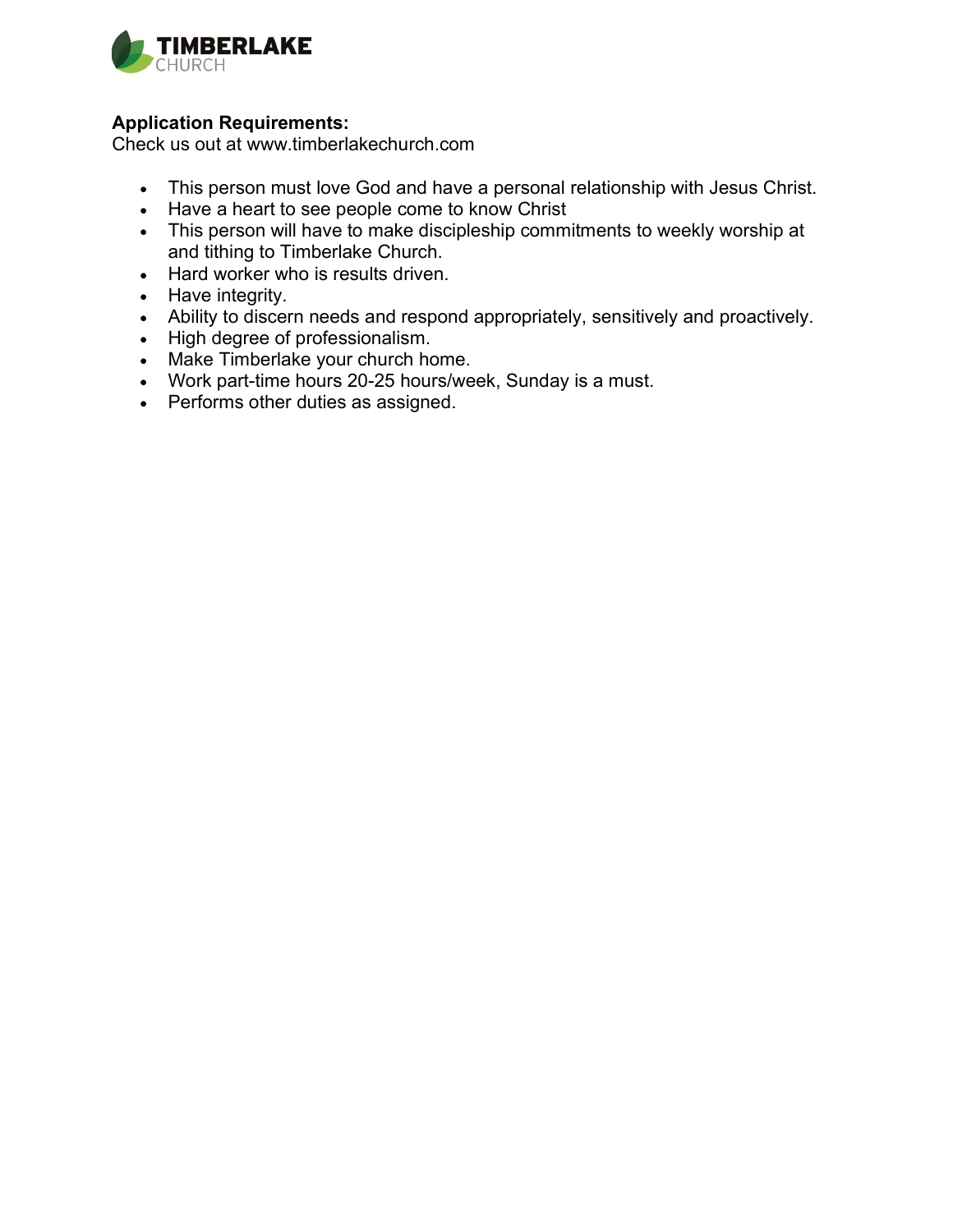**Application Requirements:**

Check us out at www.timberlakechurch.com

- This person must love God and have a personal relationship with Jesus Christ.
- Have a heart to see people come to know Christ
- This person will have to make discipleship commitments to weekly worship at and tithing to Timberlake Church.
- Hard worker who is results driven.
- Have integrity.
- Ability to discern needs and respond appropriately, sensitively and proactively.
- High degree of professionalism.
- Make Timberlake your church home.
- Work part-time hours 20-25 hours/week, Sunday is a must.
- Performs other duties as assigned.